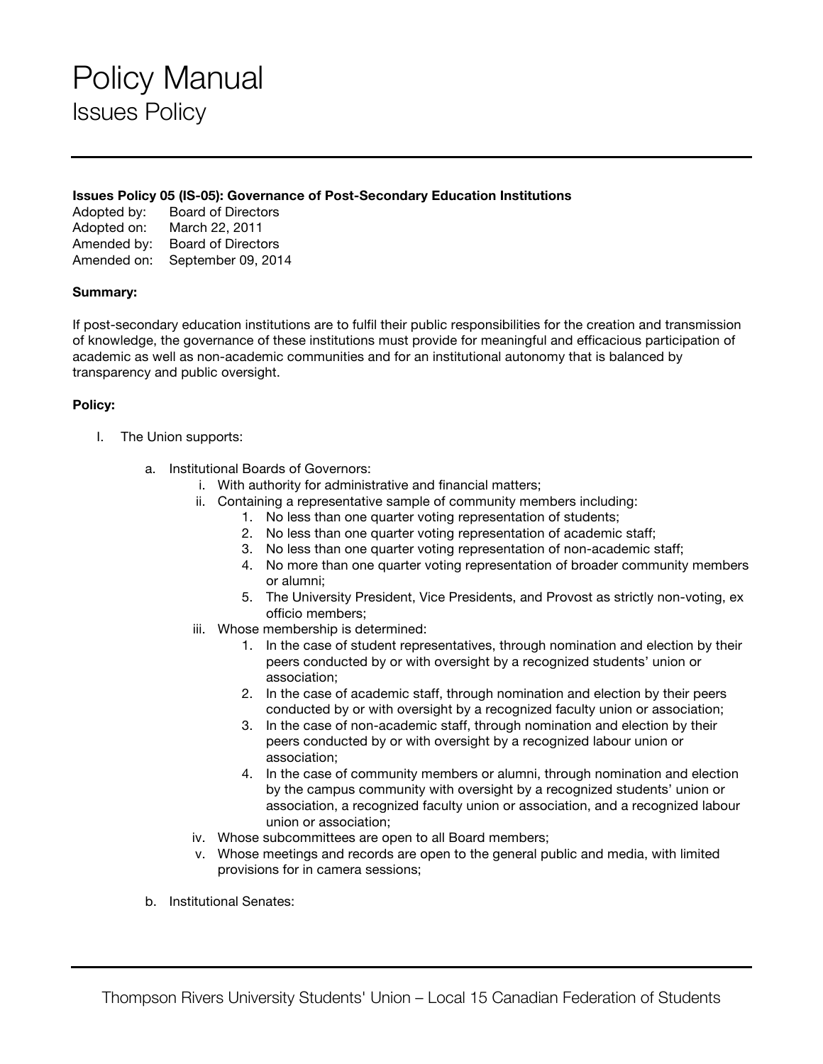# Policy Manual

## Issues Policy

**Issues Policy 05 (IS-05): Governance of Post-Secondary Education Institutions**

Adopted by: Board of Directors
Adopted on: March 22, 2011
Amended by: Board of Directors
Amended on: September 09, 2014

**Summary:**

If post-secondary education institutions are to fulfil their public responsibilities for the creation and transmission of knowledge, the governance of these institutions must provide for meaningful and efficacious participation of academic as well as non-academic communities and for an institutional autonomy that is balanced by transparency and public oversight.

**Policy:**

I. The Union supports:

   a. Institutional Boards of Governors:
      i. With authority for administrative and financial matters;
      ii. Containing a representative sample of community members including:
         1. No less than one quarter voting representation of students;
         2. No less than one quarter voting representation of academic staff;
         3. No less than one quarter voting representation of non-academic staff;
         4. No more than one quarter voting representation of broader community members or alumni;
         5. The University President, Vice Presidents, and Provost as strictly non-voting, ex officio members;
      iii. Whose membership is determined:
         1. In the case of student representatives, through nomination and election by their peers conducted by or with oversight by a recognized students' union or association;
         2. In the case of academic staff, through nomination and election by their peers conducted by or with oversight by a recognized faculty union or association;
         3. In the case of non-academic staff, through nomination and election by their peers conducted by or with oversight by a recognized labour union or association;
         4. In the case of community members or alumni, through nomination and election by the campus community with oversight by a recognized students' union or association, a recognized faculty union or association, and a recognized labour union or association;
      iv. Whose subcommittees are open to all Board members;
      v. Whose meetings and records are open to the general public and media, with limited provisions for in camera sessions;

   b. Institutional Senates: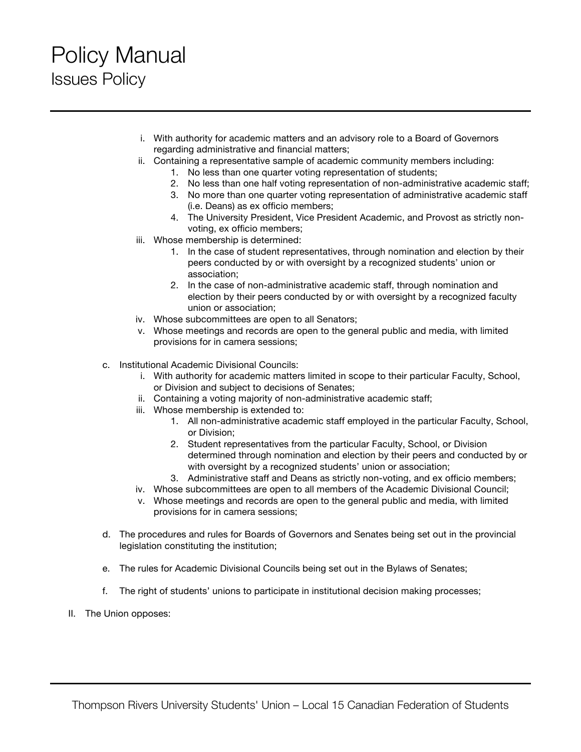i. With authority for academic matters and an advisory role to a Board of Governors regarding administrative and financial matters;
ii. Containing a representative sample of academic community members including:
    1. No less than one quarter voting representation of students;
    2. No less than one half voting representation of non-administrative academic staff;
    3. No more than one quarter voting representation of administrative academic staff (i.e. Deans) as ex officio members;
    4. The University President, Vice President Academic, and Provost as strictly non-voting, ex officio members;
iii. Whose membership is determined:
    1. In the case of student representatives, through nomination and election by their peers conducted by or with oversight by a recognized students' union or association;
    2. In the case of non-administrative academic staff, through nomination and election by their peers conducted by or with oversight by a recognized faculty union or association;
iv. Whose subcommittees are open to all Senators;
v. Whose meetings and records are open to the general public and media, with limited provisions for in camera sessions;

c. Institutional Academic Divisional Councils:
    i. With authority for academic matters limited in scope to their particular Faculty, School, or Division and subject to decisions of Senates;
    ii. Containing a voting majority of non-administrative academic staff;
    iii. Whose membership is extended to:
        1. All non-administrative academic staff employed in the particular Faculty, School, or Division;
        2. Student representatives from the particular Faculty, School, or Division determined through nomination and election by their peers and conducted by or with oversight by a recognized students' union or association;
        3. Administrative staff and Deans as strictly non-voting, and ex officio members;
    iv. Whose subcommittees are open to all members of the Academic Divisional Council;
    v. Whose meetings and records are open to the general public and media, with limited provisions for in camera sessions;

d. The procedures and rules for Boards of Governors and Senates being set out in the provincial legislation constituting the institution;

e. The rules for Academic Divisional Councils being set out in the Bylaws of Senates;

f. The right of students' unions to participate in institutional decision making processes;

II. The Union opposes: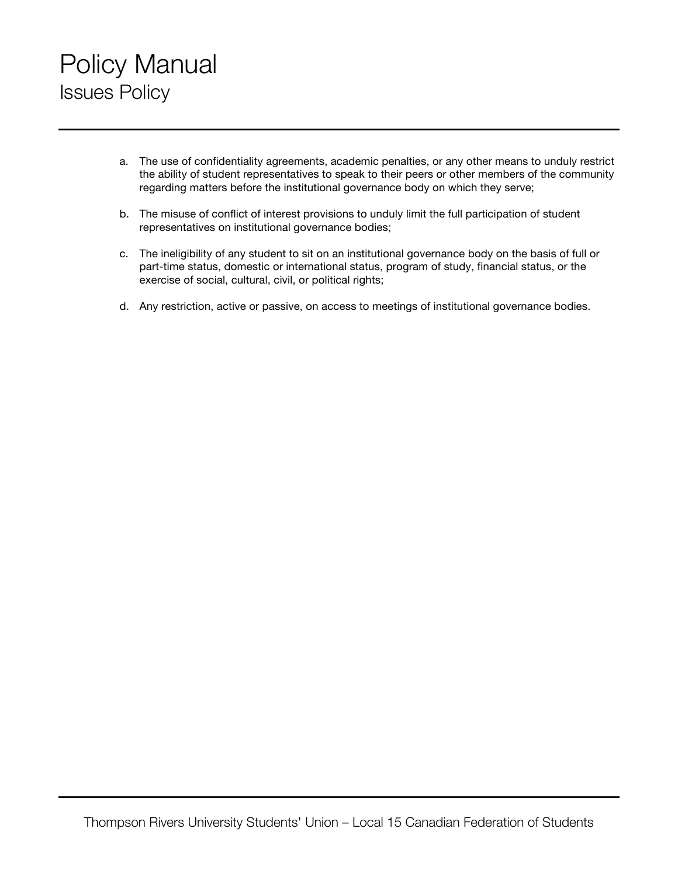a. The use of confidentiality agreements, academic penalties, or any other means to unduly restrict the ability of student representatives to speak to their peers or other members of the community regarding matters before the institutional governance body on which they serve;

b. The misuse of conflict of interest provisions to unduly limit the full participation of student representatives on institutional governance bodies;

c. The ineligibility of any student to sit on an institutional governance body on the basis of full or part-time status, domestic or international status, program of study, financial status, or the exercise of social, cultural, civil, or political rights;

d. Any restriction, active or passive, on access to meetings of institutional governance bodies.